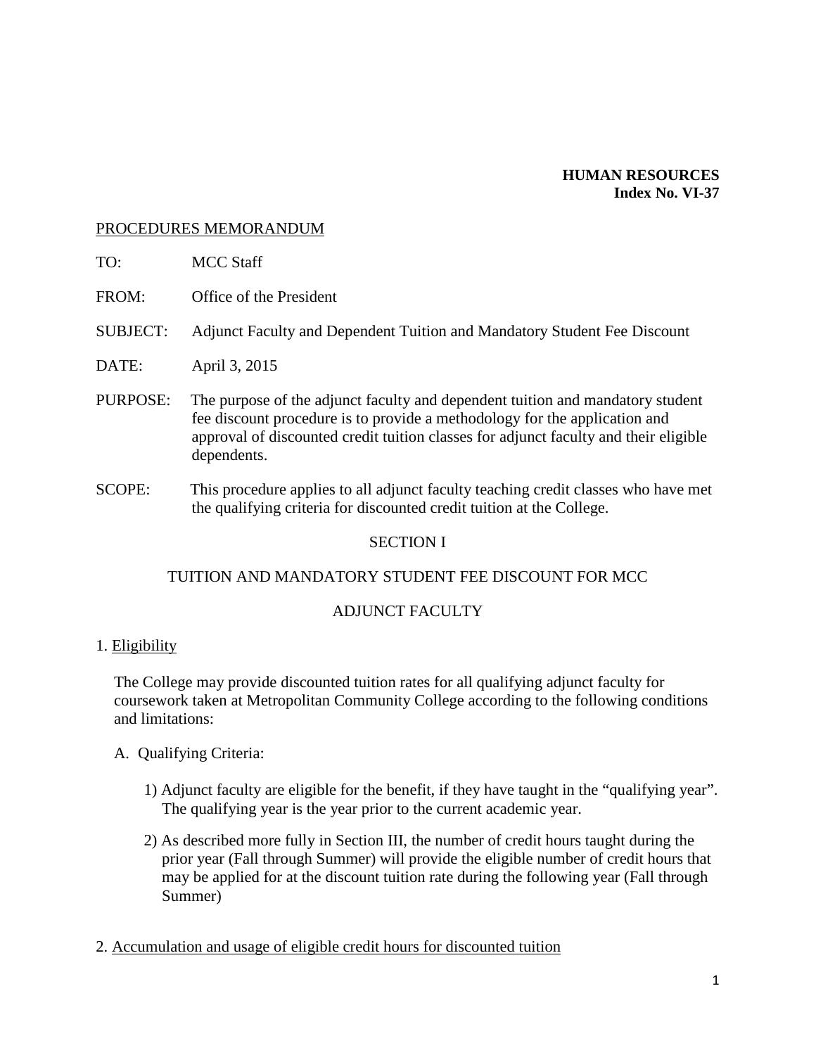**HUMAN RESOURCES**
**Index No. VI-37**

PROCEDURES MEMORANDUM

TO: MCC Staff

FROM: Office of the President

SUBJECT: Adjunct Faculty and Dependent Tuition and Mandatory Student Fee Discount

DATE: April 3, 2015

PURPOSE: The purpose of the adjunct faculty and dependent tuition and mandatory student fee discount procedure is to provide a methodology for the application and approval of discounted credit tuition classes for adjunct faculty and their eligible dependents.

SCOPE: This procedure applies to all adjunct faculty teaching credit classes who have met the qualifying criteria for discounted credit tuition at the College.

## SECTION I

## TUITION AND MANDATORY STUDENT FEE DISCOUNT FOR MCC ADJUNCT FACULTY

1. Eligibility

The College may provide discounted tuition rates for all qualifying adjunct faculty for coursework taken at Metropolitan Community College according to the following conditions and limitations:

A. Qualifying Criteria:

1) Adjunct faculty are eligible for the benefit, if they have taught in the "qualifying year". The qualifying year is the year prior to the current academic year.

2) As described more fully in Section III, the number of credit hours taught during the prior year (Fall through Summer) will provide the eligible number of credit hours that may be applied for at the discount tuition rate during the following year (Fall through Summer)

2. Accumulation and usage of eligible credit hours for discounted tuition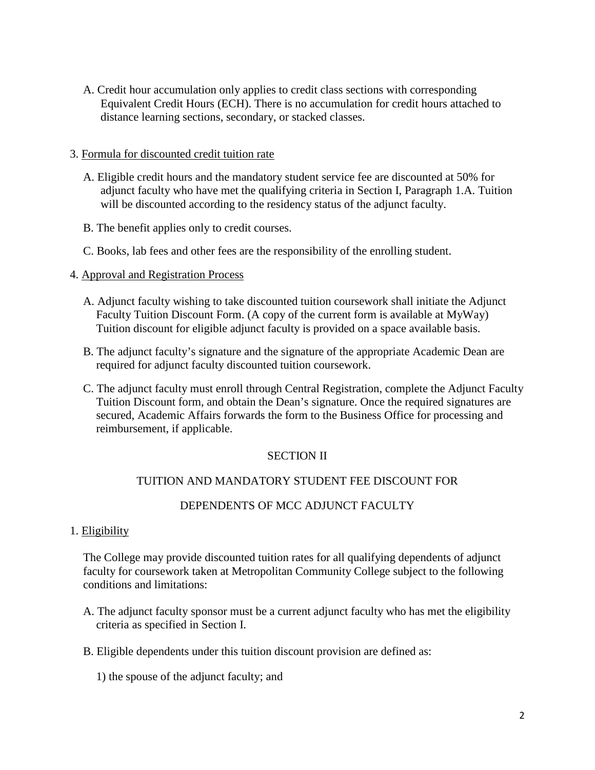A. Credit hour accumulation only applies to credit class sections with corresponding Equivalent Credit Hours (ECH). There is no accumulation for credit hours attached to distance learning sections, secondary, or stacked classes.

3. <u>Formula for discounted credit tuition rate</u>

   A. Eligible credit hours and the mandatory student service fee are discounted at 50% for adjunct faculty who have met the qualifying criteria in Section I, Paragraph 1.A. Tuition will be discounted according to the residency status of the adjunct faculty.

   B. The benefit applies only to credit courses.

   C. Books, lab fees and other fees are the responsibility of the enrolling student.

4. <u>Approval and Registration Process</u>

   A. Adjunct faculty wishing to take discounted tuition coursework shall initiate the Adjunct Faculty Tuition Discount Form. (A copy of the current form is available at MyWay) Tuition discount for eligible adjunct faculty is provided on a space available basis.

   B. The adjunct faculty's signature and the signature of the appropriate Academic Dean are required for adjunct faculty discounted tuition coursework.

   C. The adjunct faculty must enroll through Central Registration, complete the Adjunct Faculty Tuition Discount form, and obtain the Dean's signature. Once the required signatures are secured, Academic Affairs forwards the form to the Business Office for processing and reimbursement, if applicable.

## SECTION II

## TUITION AND MANDATORY STUDENT FEE DISCOUNT FOR DEPENDENTS OF MCC ADJUNCT FACULTY

1. <u>Eligibility</u>

   The College may provide discounted tuition rates for all qualifying dependents of adjunct faculty for coursework taken at Metropolitan Community College subject to the following conditions and limitations:

   A. The adjunct faculty sponsor must be a current adjunct faculty who has met the eligibility criteria as specified in Section I.

   B. Eligible dependents under this tuition discount provision are defined as:

      1) the spouse of the adjunct faculty; and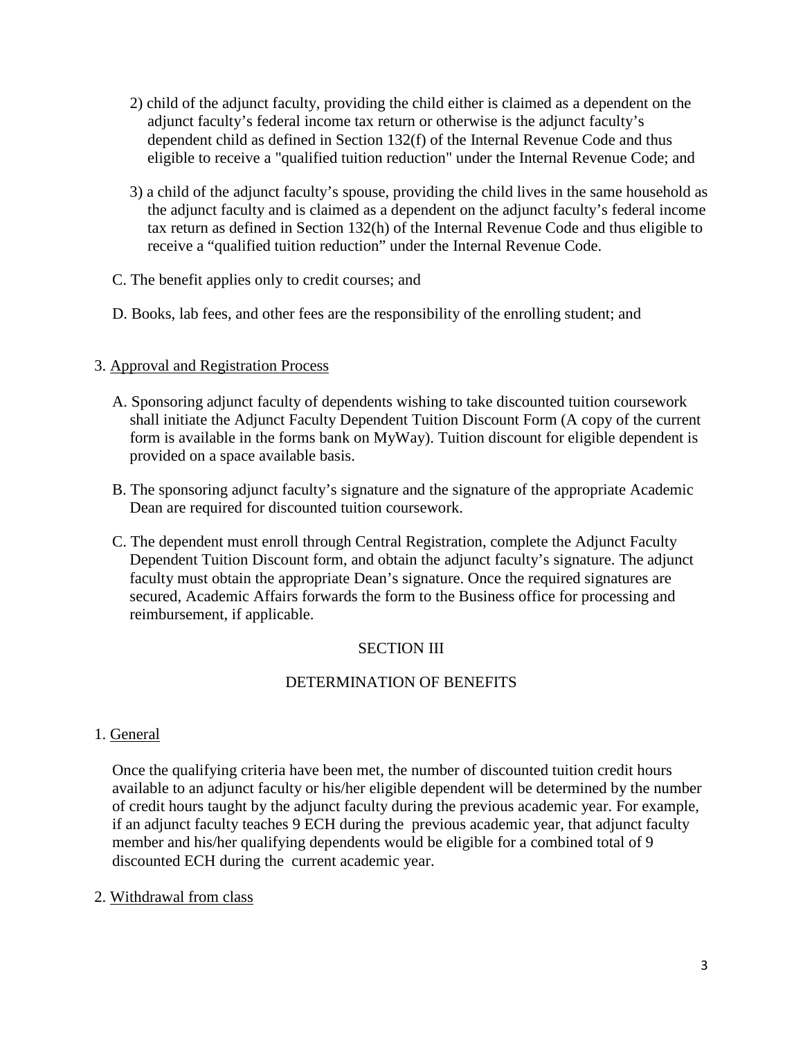2) child of the adjunct faculty, providing the child either is claimed as a dependent on the adjunct faculty's federal income tax return or otherwise is the adjunct faculty's dependent child as defined in Section 132(f) of the Internal Revenue Code and thus eligible to receive a "qualified tuition reduction" under the Internal Revenue Code; and

3) a child of the adjunct faculty's spouse, providing the child lives in the same household as the adjunct faculty and is claimed as a dependent on the adjunct faculty's federal income tax return as defined in Section 132(h) of the Internal Revenue Code and thus eligible to receive a "qualified tuition reduction" under the Internal Revenue Code.

C. The benefit applies only to credit courses; and

D. Books, lab fees, and other fees are the responsibility of the enrolling student; and

3. Approval and Registration Process

A. Sponsoring adjunct faculty of dependents wishing to take discounted tuition coursework shall initiate the Adjunct Faculty Dependent Tuition Discount Form (A copy of the current form is available in the forms bank on MyWay). Tuition discount for eligible dependent is provided on a space available basis.

B. The sponsoring adjunct faculty's signature and the signature of the appropriate Academic Dean are required for discounted tuition coursework.

C. The dependent must enroll through Central Registration, complete the Adjunct Faculty Dependent Tuition Discount form, and obtain the adjunct faculty's signature. The adjunct faculty must obtain the appropriate Dean's signature. Once the required signatures are secured, Academic Affairs forwards the form to the Business office for processing and reimbursement, if applicable.

## SECTION III

## DETERMINATION OF BENEFITS

1. General

Once the qualifying criteria have been met, the number of discounted tuition credit hours available to an adjunct faculty or his/her eligible dependent will be determined by the number of credit hours taught by the adjunct faculty during the previous academic year. For example, if an adjunct faculty teaches 9 ECH during the previous academic year, that adjunct faculty member and his/her qualifying dependents would be eligible for a combined total of 9 discounted ECH during the current academic year.

2. Withdrawal from class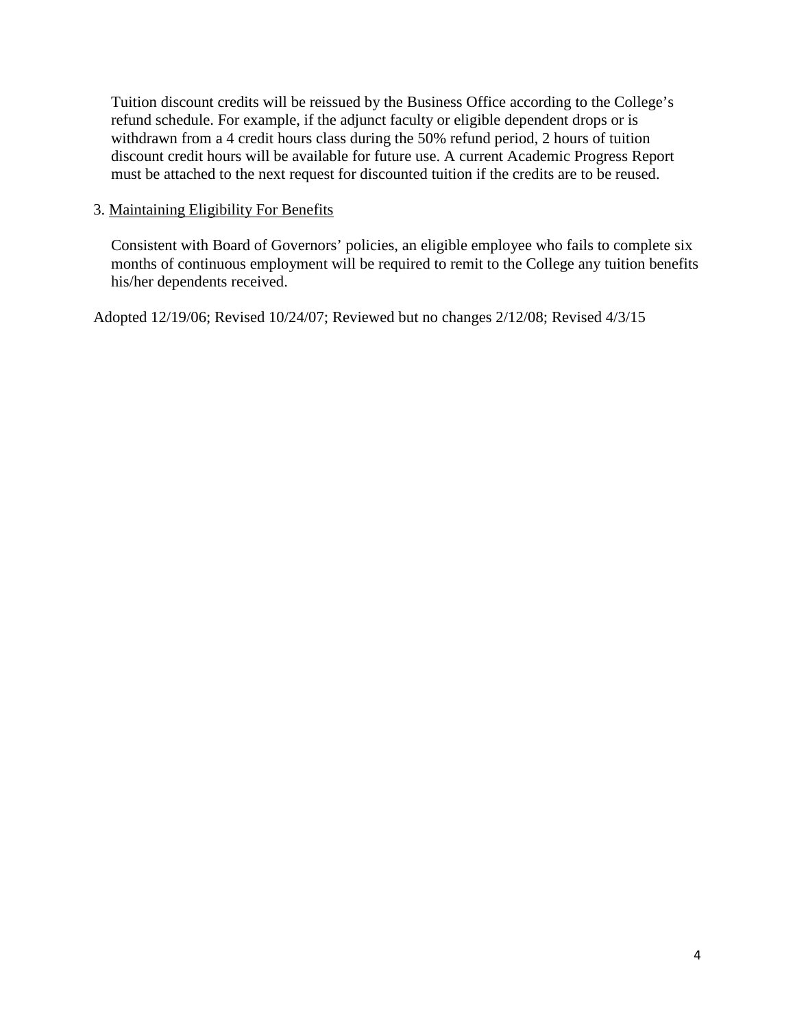Tuition discount credits will be reissued by the Business Office according to the College's refund schedule. For example, if the adjunct faculty or eligible dependent drops or is withdrawn from a 4 credit hours class during the 50% refund period, 2 hours of tuition discount credit hours will be available for future use. A current Academic Progress Report must be attached to the next request for discounted tuition if the credits are to be reused.

3. <u>Maintaining Eligibility For Benefits</u>

Consistent with Board of Governors' policies, an eligible employee who fails to complete six months of continuous employment will be required to remit to the College any tuition benefits his/her dependents received.

Adopted 12/19/06; Revised 10/24/07; Reviewed but no changes 2/12/08; Revised 4/3/15